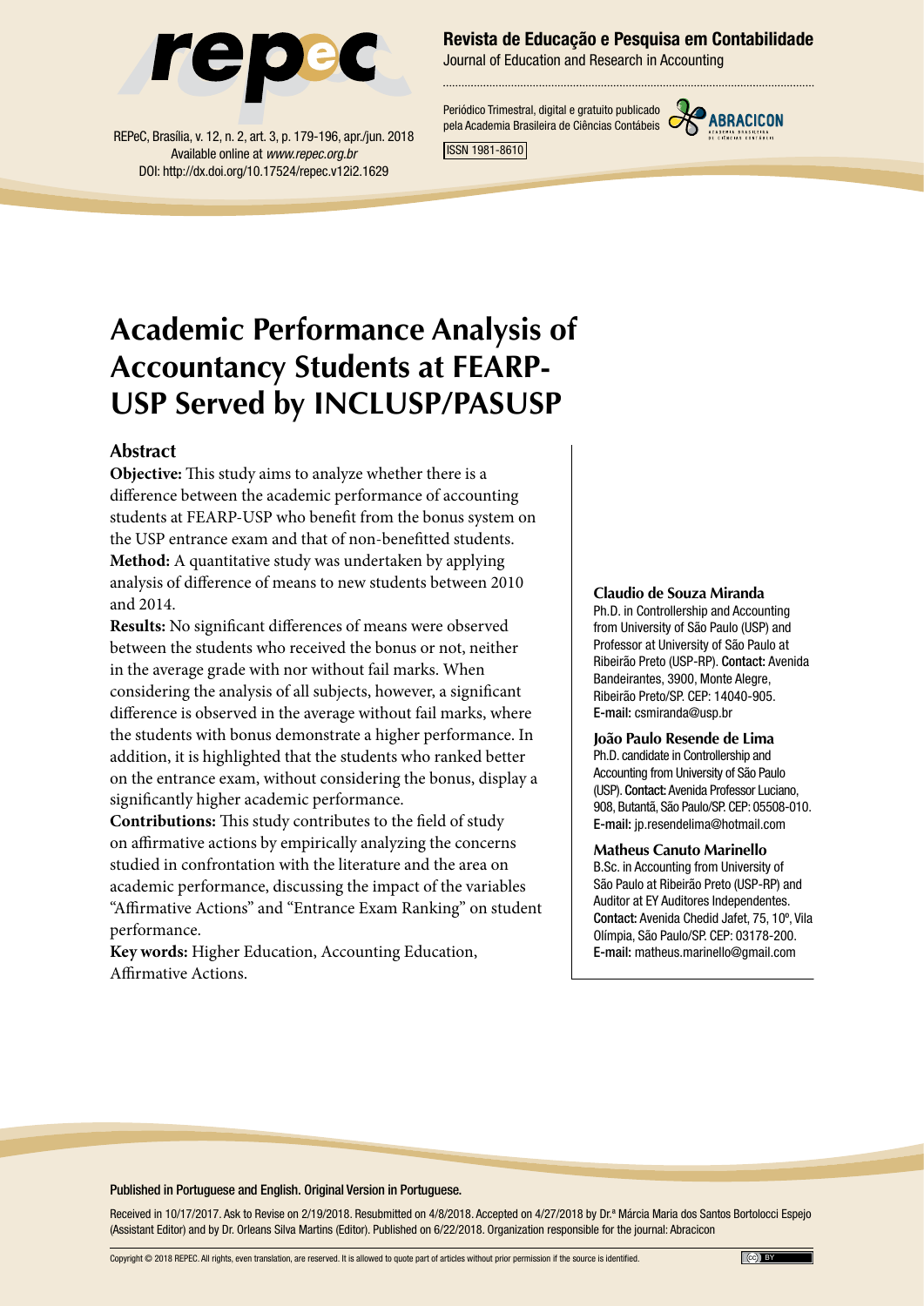# Academic Performance Analysis of Accountancy Students at FEARP-USP Served by INCLUSP/PASUSP

## Abstract

**Objective:** This study aims to analyze whether there is a difference between the academic performance of accounting students at FEARP-USP who benefit from the bonus system on the USP entrance exam and that of non-benefitted students.

**Method:** A quantitative study was undertaken by applying analysis of difference of means to new students between 2010 and 2014.

**Results:** No significant differences of means were observed between the students who received the bonus or not, neither in the average grade with nor without fail marks. When considering the analysis of all subjects, however, a significant difference is observed in the average without fail marks, where the students with bonus demonstrate a higher performance. In addition, it is highlighted that the students who ranked better on the entrance exam, without considering the bonus, display a significantly higher academic performance.

**Contributions:** This study contributes to the field of study on affirmative actions by empirically analyzing the concerns studied in confrontation with the literature and the area on academic performance, discussing the impact of the variables "Affirmative Actions" and "Entrance Exam Ranking" on student performance.

**Key words:** Higher Education, Accounting Education, Affirmative Actions.

**Claudio de Souza Miranda**
Ph.D. in Controllership and Accounting from University of São Paulo (USP) and Professor at University of São Paulo at Ribeirão Preto (USP-RP). Contact: Avenida Bandeirantes, 3900, Monte Alegre, Ribeirão Preto/SP. CEP: 14040-905.
E-mail: csmiranda@usp.br

**João Paulo Resende de Lima**
Ph.D. candidate in Controllership and Accounting from University of São Paulo (USP). Contact: Avenida Professor Luciano, 908, Butantã, São Paulo/SP. CEP: 05508-010.
E-mail: jp.resendelima@hotmail.com

**Matheus Canuto Marinello**
B.Sc. in Accounting from University of São Paulo at Ribeirão Preto (USP-RP) and Auditor at EY Auditores Independentes. Contact: Avenida Chedid Jafet, 75, 10º, Vila Olímpia, São Paulo/SP. CEP: 03178-200.
E-mail: matheus.marinello@gmail.com

Published in Portuguese and English. Original Version in Portuguese.

Received in 10/17/2017. Ask to Revise on 2/19/2018. Resubmitted on 4/8/2018. Accepted on 4/27/2018 by Dr.ª Márcia Maria dos Santos Bortolocci Espejo (Assistant Editor) and by Dr. Orleans Silva Martins (Editor). Published on 6/22/2018. Organization responsible for the journal: Abracicon

Copyright © 2018 REPEC. All rights, even translation, are reserved. It is allowed to quote part of articles without prior permission if the source is identified.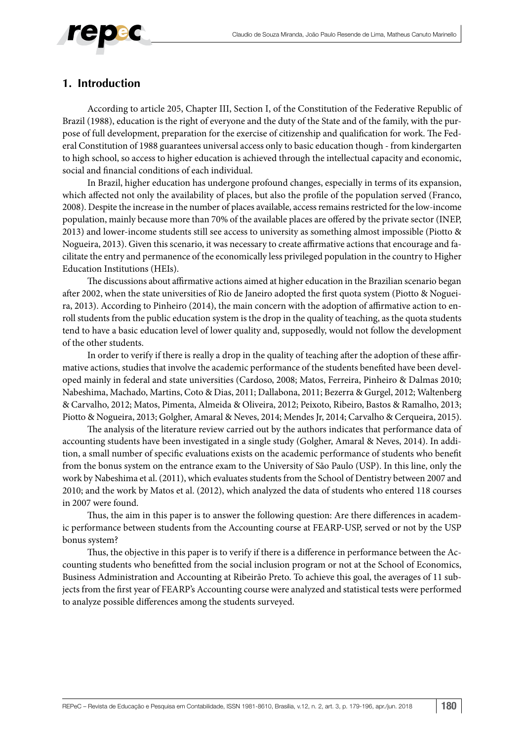## 1. Introduction

According to article 205, Chapter III, Section I, of the Constitution of the Federative Republic of Brazil (1988), education is the right of everyone and the duty of the State and of the family, with the purpose of full development, preparation for the exercise of citizenship and qualification for work. The Federal Constitution of 1988 guarantees universal access only to basic education though - from kindergarten to high school, so access to higher education is achieved through the intellectual capacity and economic, social and financial conditions of each individual.

In Brazil, higher education has undergone profound changes, especially in terms of its expansion, which affected not only the availability of places, but also the profile of the population served (Franco, 2008). Despite the increase in the number of places available, access remains restricted for the low-income population, mainly because more than 70% of the available places are offered by the private sector (INEP, 2013) and lower-income students still see access to university as something almost impossible (Piotto & Nogueira, 2013). Given this scenario, it was necessary to create affirmative actions that encourage and facilitate the entry and permanence of the economically less privileged population in the country to Higher Education Institutions (HEIs).

The discussions about affirmative actions aimed at higher education in the Brazilian scenario began after 2002, when the state universities of Rio de Janeiro adopted the first quota system (Piotto & Nogueira, 2013). According to Pinheiro (2014), the main concern with the adoption of affirmative action to enroll students from the public education system is the drop in the quality of teaching, as the quota students tend to have a basic education level of lower quality and, supposedly, would not follow the development of the other students.

In order to verify if there is really a drop in the quality of teaching after the adoption of these affirmative actions, studies that involve the academic performance of the students benefited have been developed mainly in federal and state universities (Cardoso, 2008; Matos, Ferreira, Pinheiro & Dalmas 2010; Nabeshima, Machado, Martins, Coto & Dias, 2011; Dallabona, 2011; Bezerra & Gurgel, 2012; Waltenberg & Carvalho, 2012; Matos, Pimenta, Almeida & Oliveira, 2012; Peixoto, Ribeiro, Bastos & Ramalho, 2013; Piotto & Nogueira, 2013; Golgher, Amaral & Neves, 2014; Mendes Jr, 2014; Carvalho & Cerqueira, 2015).

The analysis of the literature review carried out by the authors indicates that performance data of accounting students have been investigated in a single study (Golgher, Amaral & Neves, 2014). In addition, a small number of specific evaluations exists on the academic performance of students who benefit from the bonus system on the entrance exam to the University of São Paulo (USP). In this line, only the work by Nabeshima et al. (2011), which evaluates students from the School of Dentistry between 2007 and 2010; and the work by Matos et al. (2012), which analyzed the data of students who entered 118 courses in 2007 were found.

Thus, the aim in this paper is to answer the following question: Are there differences in academic performance between students from the Accounting course at FEARP-USP, served or not by the USP bonus system?

Thus, the objective in this paper is to verify if there is a difference in performance between the Accounting students who benefitted from the social inclusion program or not at the School of Economics, Business Administration and Accounting at Ribeirão Preto. To achieve this goal, the averages of 11 subjects from the first year of FEARP's Accounting course were analyzed and statistical tests were performed to analyze possible differences among the students surveyed.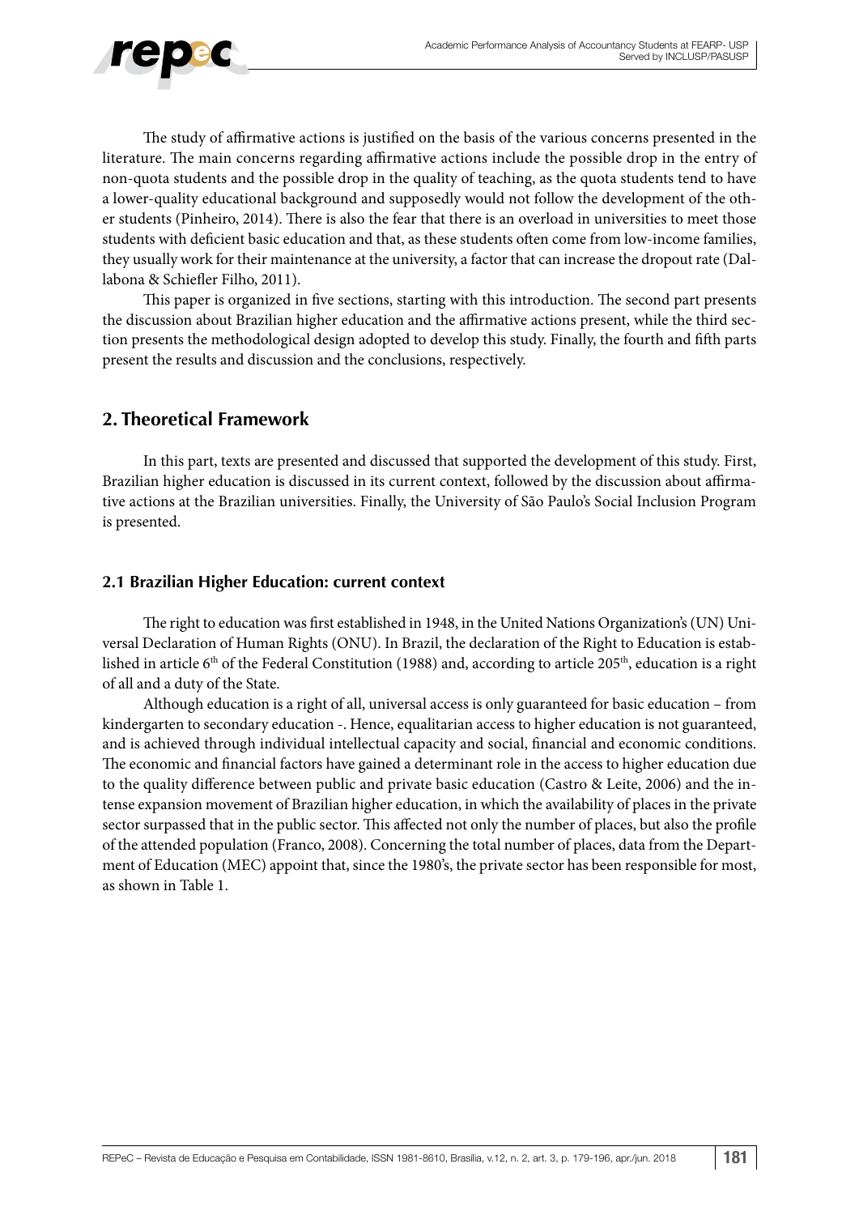The study of affirmative actions is justified on the basis of the various concerns presented in the literature. The main concerns regarding affirmative actions include the possible drop in the entry of non-quota students and the possible drop in the quality of teaching, as the quota students tend to have a lower-quality educational background and supposedly would not follow the development of the other students (Pinheiro, 2014). There is also the fear that there is an overload in universities to meet those students with deficient basic education and that, as these students often come from low-income families, they usually work for their maintenance at the university, a factor that can increase the dropout rate (Dallabona & Schiefler Filho, 2011).

This paper is organized in five sections, starting with this introduction. The second part presents the discussion about Brazilian higher education and the affirmative actions present, while the third section presents the methodological design adopted to develop this study. Finally, the fourth and fifth parts present the results and discussion and the conclusions, respectively.

## 2. Theoretical Framework

In this part, texts are presented and discussed that supported the development of this study. First, Brazilian higher education is discussed in its current context, followed by the discussion about affirmative actions at the Brazilian universities. Finally, the University of São Paulo's Social Inclusion Program is presented.

### 2.1 Brazilian Higher Education: current context

The right to education was first established in 1948, in the United Nations Organization's (UN) Universal Declaration of Human Rights (ONU). In Brazil, the declaration of the Right to Education is established in article 6th of the Federal Constitution (1988) and, according to article 205th, education is a right of all and a duty of the State.

Although education is a right of all, universal access is only guaranteed for basic education – from kindergarten to secondary education -. Hence, equalitarian access to higher education is not guaranteed, and is achieved through individual intellectual capacity and social, financial and economic conditions. The economic and financial factors have gained a determinant role in the access to higher education due to the quality difference between public and private basic education (Castro & Leite, 2006) and the intense expansion movement of Brazilian higher education, in which the availability of places in the private sector surpassed that in the public sector. This affected not only the number of places, but also the profile of the attended population (Franco, 2008). Concerning the total number of places, data from the Department of Education (MEC) appoint that, since the 1980's, the private sector has been responsible for most, as shown in Table 1.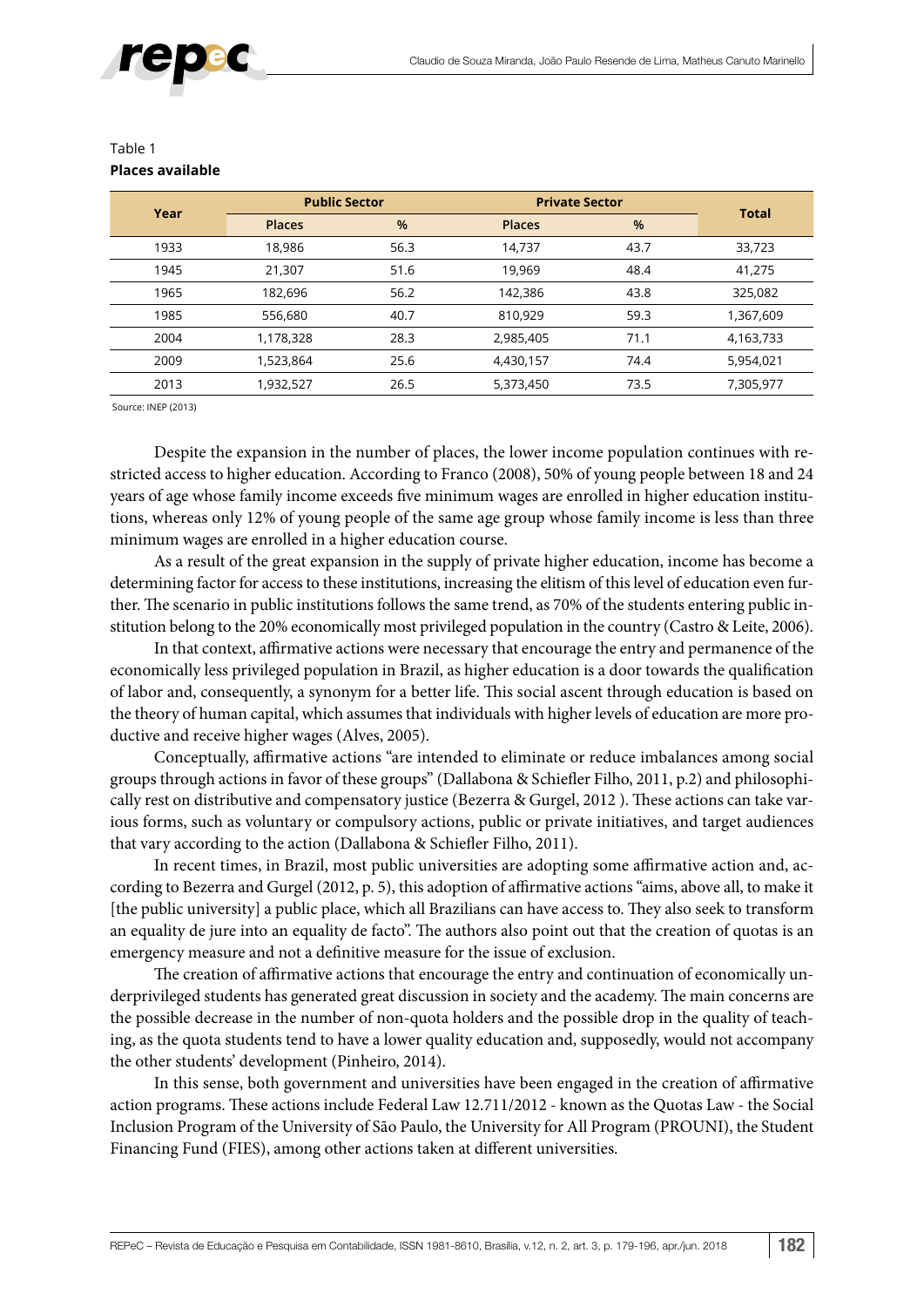Table 1

**Places available**

| Year | Public Sector | | Private Sector | | Total |
|---|---|---|---|---|---|
| | Places | % | Places | % | |
| 1933 | 18,986 | 56.3 | 14,737 | 43.7 | 33,723 |
| 1945 | 21,307 | 51.6 | 19,969 | 48.4 | 41,275 |
| 1965 | 182,696 | 56.2 | 142,386 | 43.8 | 325,082 |
| 1985 | 556,680 | 40.7 | 810,929 | 59.3 | 1,367,609 |
| 2004 | 1,178,328 | 28.3 | 2,985,405 | 71.1 | 4,163,733 |
| 2009 | 1,523,864 | 25.6 | 4,430,157 | 74.4 | 5,954,021 |
| 2013 | 1,932,527 | 26.5 | 5,373,450 | 73.5 | 7,305,977 |

Source: INEP (2013)

Despite the expansion in the number of places, the lower income population continues with restricted access to higher education. According to Franco (2008), 50% of young people between 18 and 24 years of age whose family income exceeds five minimum wages are enrolled in higher education institutions, whereas only 12% of young people of the same age group whose family income is less than three minimum wages are enrolled in a higher education course.

As a result of the great expansion in the supply of private higher education, income has become a determining factor for access to these institutions, increasing the elitism of this level of education even further. The scenario in public institutions follows the same trend, as 70% of the students entering public institution belong to the 20% economically most privileged population in the country (Castro & Leite, 2006).

In that context, affirmative actions were necessary that encourage the entry and permanence of the economically less privileged population in Brazil, as higher education is a door towards the qualification of labor and, consequently, a synonym for a better life. This social ascent through education is based on the theory of human capital, which assumes that individuals with higher levels of education are more productive and receive higher wages (Alves, 2005).

Conceptually, affirmative actions "are intended to eliminate or reduce imbalances among social groups through actions in favor of these groups" (Dallabona & Schiefler Filho, 2011, p.2) and philosophically rest on distributive and compensatory justice (Bezerra & Gurgel, 2012 ). These actions can take various forms, such as voluntary or compulsory actions, public or private initiatives, and target audiences that vary according to the action (Dallabona & Schiefler Filho, 2011).

In recent times, in Brazil, most public universities are adopting some affirmative action and, according to Bezerra and Gurgel (2012, p. 5), this adoption of affirmative actions "aims, above all, to make it [the public university] a public place, which all Brazilians can have access to. They also seek to transform an equality de jure into an equality de facto". The authors also point out that the creation of quotas is an emergency measure and not a definitive measure for the issue of exclusion.

The creation of affirmative actions that encourage the entry and continuation of economically underprivileged students has generated great discussion in society and the academy. The main concerns are the possible decrease in the number of non-quota holders and the possible drop in the quality of teaching, as the quota students tend to have a lower quality education and, supposedly, would not accompany the other students' development (Pinheiro, 2014).

In this sense, both government and universities have been engaged in the creation of affirmative action programs. These actions include Federal Law 12.711/2012 - known as the Quotas Law - the Social Inclusion Program of the University of São Paulo, the University for All Program (PROUNI), the Student Financing Fund (FIES), among other actions taken at different universities.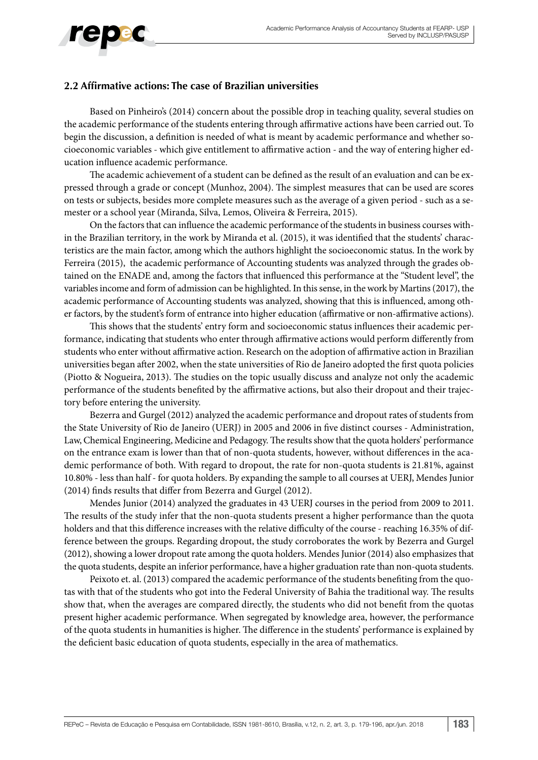## 2.2 Affirmative actions: The case of Brazilian universities

Based on Pinheiro's (2014) concern about the possible drop in teaching quality, several studies on the academic performance of the students entering through affirmative actions have been carried out. To begin the discussion, a definition is needed of what is meant by academic performance and whether socioeconomic variables - which give entitlement to affirmative action - and the way of entering higher education influence academic performance.

The academic achievement of a student can be defined as the result of an evaluation and can be expressed through a grade or concept (Munhoz, 2004). The simplest measures that can be used are scores on tests or subjects, besides more complete measures such as the average of a given period - such as a semester or a school year (Miranda, Silva, Lemos, Oliveira & Ferreira, 2015).

On the factors that can influence the academic performance of the students in business courses within the Brazilian territory, in the work by Miranda et al. (2015), it was identified that the students' characteristics are the main factor, among which the authors highlight the socioeconomic status. In the work by Ferreira (2015), the academic performance of Accounting students was analyzed through the grades obtained on the ENADE and, among the factors that influenced this performance at the "Student level", the variables income and form of admission can be highlighted. In this sense, in the work by Martins (2017), the academic performance of Accounting students was analyzed, showing that this is influenced, among other factors, by the student's form of entrance into higher education (affirmative or non-affirmative actions).

This shows that the students' entry form and socioeconomic status influences their academic performance, indicating that students who enter through affirmative actions would perform differently from students who enter without affirmative action. Research on the adoption of affirmative action in Brazilian universities began after 2002, when the state universities of Rio de Janeiro adopted the first quota policies (Piotto & Nogueira, 2013). The studies on the topic usually discuss and analyze not only the academic performance of the students benefited by the affirmative actions, but also their dropout and their trajectory before entering the university.

Bezerra and Gurgel (2012) analyzed the academic performance and dropout rates of students from the State University of Rio de Janeiro (UERJ) in 2005 and 2006 in five distinct courses - Administration, Law, Chemical Engineering, Medicine and Pedagogy. The results show that the quota holders' performance on the entrance exam is lower than that of non-quota students, however, without differences in the academic performance of both. With regard to dropout, the rate for non-quota students is 21.81%, against 10.80% - less than half - for quota holders. By expanding the sample to all courses at UERJ, Mendes Junior (2014) finds results that differ from Bezerra and Gurgel (2012).

Mendes Junior (2014) analyzed the graduates in 43 UERJ courses in the period from 2009 to 2011. The results of the study infer that the non-quota students present a higher performance than the quota holders and that this difference increases with the relative difficulty of the course - reaching 16.35% of difference between the groups. Regarding dropout, the study corroborates the work by Bezerra and Gurgel (2012), showing a lower dropout rate among the quota holders. Mendes Junior (2014) also emphasizes that the quota students, despite an inferior performance, have a higher graduation rate than non-quota students.

Peixoto et. al. (2013) compared the academic performance of the students benefiting from the quotas with that of the students who got into the Federal University of Bahia the traditional way. The results show that, when the averages are compared directly, the students who did not benefit from the quotas present higher academic performance. When segregated by knowledge area, however, the performance of the quota students in humanities is higher. The difference in the students' performance is explained by the deficient basic education of quota students, especially in the area of mathematics.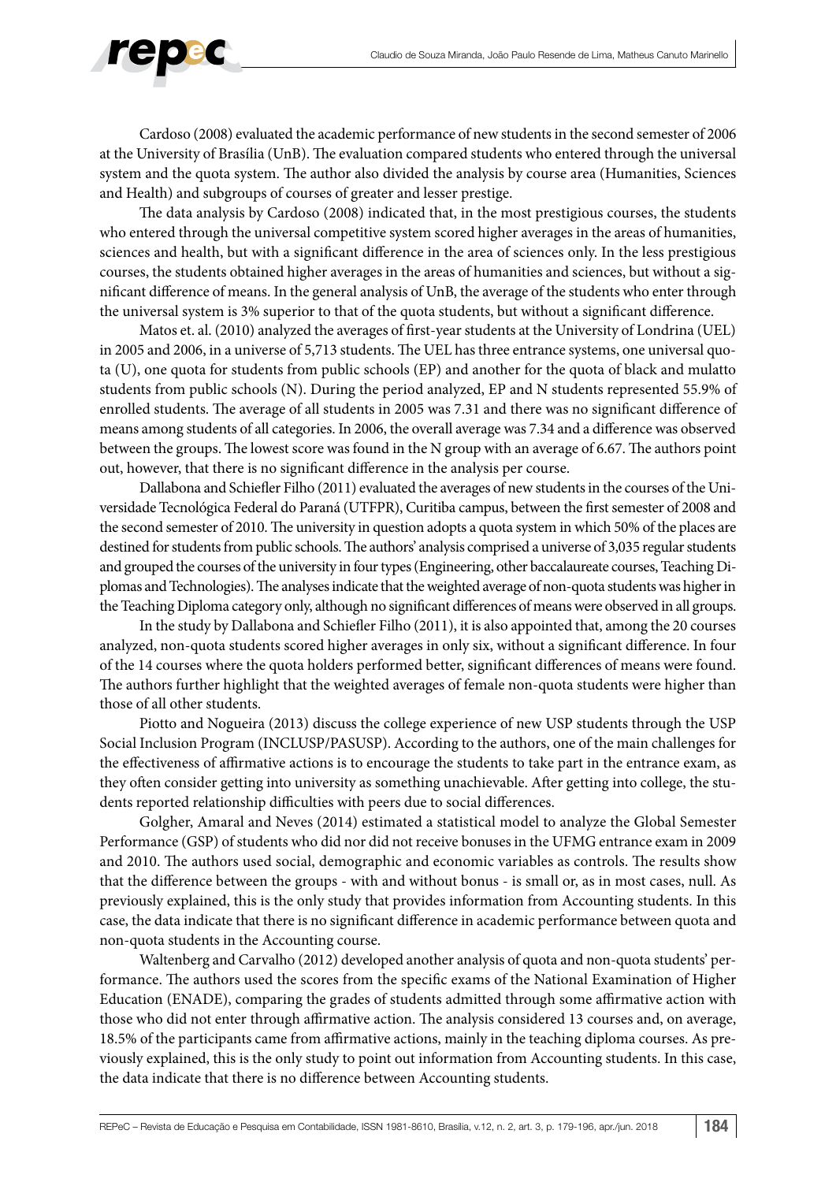Cardoso (2008) evaluated the academic performance of new students in the second semester of 2006 at the University of Brasília (UnB). The evaluation compared students who entered through the universal system and the quota system. The author also divided the analysis by course area (Humanities, Sciences and Health) and subgroups of courses of greater and lesser prestige.

The data analysis by Cardoso (2008) indicated that, in the most prestigious courses, the students who entered through the universal competitive system scored higher averages in the areas of humanities, sciences and health, but with a significant difference in the area of sciences only. In the less prestigious courses, the students obtained higher averages in the areas of humanities and sciences, but without a significant difference of means. In the general analysis of UnB, the average of the students who enter through the universal system is 3% superior to that of the quota students, but without a significant difference.

Matos et. al. (2010) analyzed the averages of first-year students at the University of Londrina (UEL) in 2005 and 2006, in a universe of 5,713 students. The UEL has three entrance systems, one universal quota (U), one quota for students from public schools (EP) and another for the quota of black and mulatto students from public schools (N). During the period analyzed, EP and N students represented 55.9% of enrolled students. The average of all students in 2005 was 7.31 and there was no significant difference of means among students of all categories. In 2006, the overall average was 7.34 and a difference was observed between the groups. The lowest score was found in the N group with an average of 6.67. The authors point out, however, that there is no significant difference in the analysis per course.

Dallabona and Schiefler Filho (2011) evaluated the averages of new students in the courses of the Universidade Tecnológica Federal do Paraná (UTFPR), Curitiba campus, between the first semester of 2008 and the second semester of 2010. The university in question adopts a quota system in which 50% of the places are destined for students from public schools. The authors' analysis comprised a universe of 3,035 regular students and grouped the courses of the university in four types (Engineering, other baccalaureate courses, Teaching Diplomas and Technologies). The analyses indicate that the weighted average of non-quota students was higher in the Teaching Diploma category only, although no significant differences of means were observed in all groups.

In the study by Dallabona and Schiefler Filho (2011), it is also appointed that, among the 20 courses analyzed, non-quota students scored higher averages in only six, without a significant difference. In four of the 14 courses where the quota holders performed better, significant differences of means were found. The authors further highlight that the weighted averages of female non-quota students were higher than those of all other students.

Piotto and Nogueira (2013) discuss the college experience of new USP students through the USP Social Inclusion Program (INCLUSP/PASUSP). According to the authors, one of the main challenges for the effectiveness of affirmative actions is to encourage the students to take part in the entrance exam, as they often consider getting into university as something unachievable. After getting into college, the students reported relationship difficulties with peers due to social differences.

Golgher, Amaral and Neves (2014) estimated a statistical model to analyze the Global Semester Performance (GSP) of students who did nor did not receive bonuses in the UFMG entrance exam in 2009 and 2010. The authors used social, demographic and economic variables as controls. The results show that the difference between the groups - with and without bonus - is small or, as in most cases, null. As previously explained, this is the only study that provides information from Accounting students. In this case, the data indicate that there is no significant difference in academic performance between quota and non-quota students in the Accounting course.

Waltenberg and Carvalho (2012) developed another analysis of quota and non-quota students' performance. The authors used the scores from the specific exams of the National Examination of Higher Education (ENADE), comparing the grades of students admitted through some affirmative action with those who did not enter through affirmative action. The analysis considered 13 courses and, on average, 18.5% of the participants came from affirmative actions, mainly in the teaching diploma courses. As previously explained, this is the only study to point out information from Accounting students. In this case, the data indicate that there is no difference between Accounting students.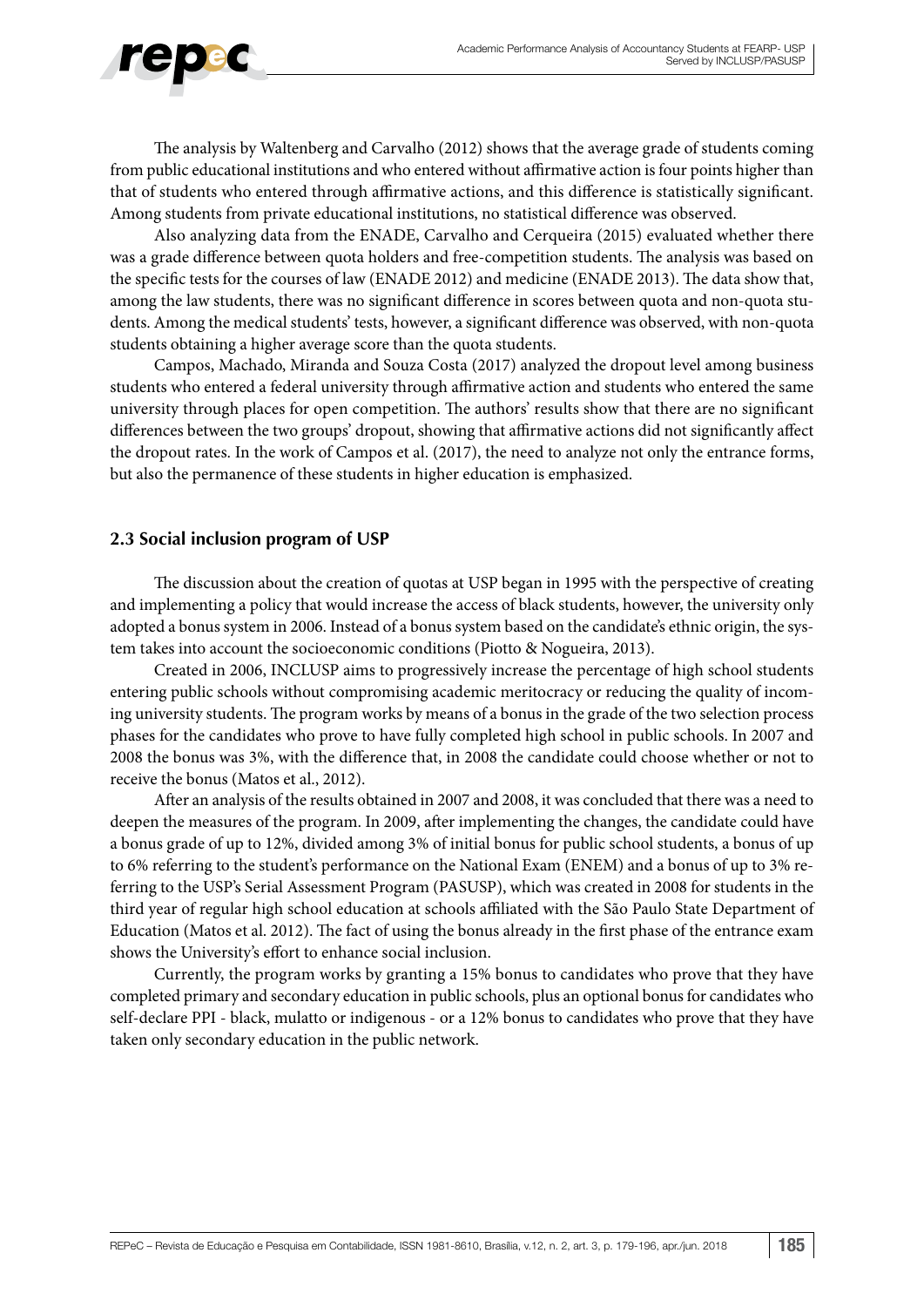The analysis by Waltenberg and Carvalho (2012) shows that the average grade of students coming from public educational institutions and who entered without affirmative action is four points higher than that of students who entered through affirmative actions, and this difference is statistically significant. Among students from private educational institutions, no statistical difference was observed.

Also analyzing data from the ENADE, Carvalho and Cerqueira (2015) evaluated whether there was a grade difference between quota holders and free-competition students. The analysis was based on the specific tests for the courses of law (ENADE 2012) and medicine (ENADE 2013). The data show that, among the law students, there was no significant difference in scores between quota and non-quota students. Among the medical students' tests, however, a significant difference was observed, with non-quota students obtaining a higher average score than the quota students.

Campos, Machado, Miranda and Souza Costa (2017) analyzed the dropout level among business students who entered a federal university through affirmative action and students who entered the same university through places for open competition. The authors' results show that there are no significant differences between the two groups' dropout, showing that affirmative actions did not significantly affect the dropout rates. In the work of Campos et al. (2017), the need to analyze not only the entrance forms, but also the permanence of these students in higher education is emphasized.

## 2.3 Social inclusion program of USP

The discussion about the creation of quotas at USP began in 1995 with the perspective of creating and implementing a policy that would increase the access of black students, however, the university only adopted a bonus system in 2006. Instead of a bonus system based on the candidate's ethnic origin, the system takes into account the socioeconomic conditions (Piotto & Nogueira, 2013).

Created in 2006, INCLUSP aims to progressively increase the percentage of high school students entering public schools without compromising academic meritocracy or reducing the quality of incoming university students. The program works by means of a bonus in the grade of the two selection process phases for the candidates who prove to have fully completed high school in public schools. In 2007 and 2008 the bonus was 3%, with the difference that, in 2008 the candidate could choose whether or not to receive the bonus (Matos et al., 2012).

After an analysis of the results obtained in 2007 and 2008, it was concluded that there was a need to deepen the measures of the program. In 2009, after implementing the changes, the candidate could have a bonus grade of up to 12%, divided among 3% of initial bonus for public school students, a bonus of up to 6% referring to the student's performance on the National Exam (ENEM) and a bonus of up to 3% referring to the USP's Serial Assessment Program (PASUSP), which was created in 2008 for students in the third year of regular high school education at schools affiliated with the São Paulo State Department of Education (Matos et al. 2012). The fact of using the bonus already in the first phase of the entrance exam shows the University's effort to enhance social inclusion.

Currently, the program works by granting a 15% bonus to candidates who prove that they have completed primary and secondary education in public schools, plus an optional bonus for candidates who self-declare PPI - black, mulatto or indigenous - or a 12% bonus to candidates who prove that they have taken only secondary education in the public network.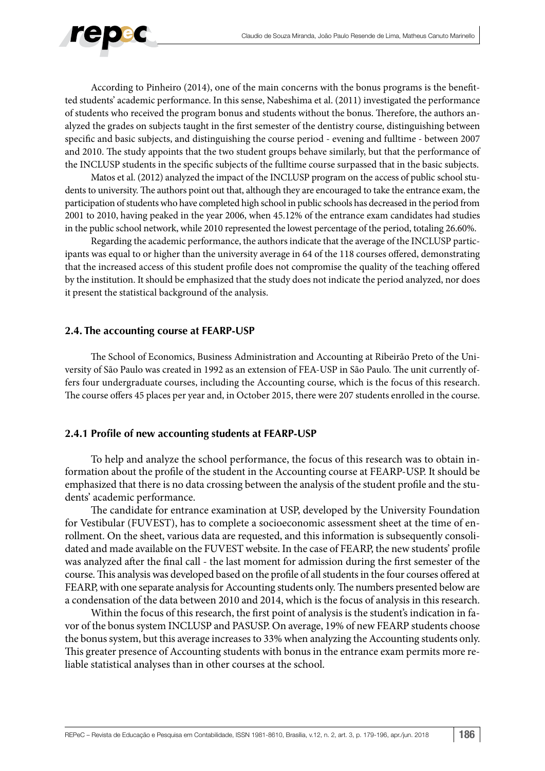According to Pinheiro (2014), one of the main concerns with the bonus programs is the benefitted students' academic performance. In this sense, Nabeshima et al. (2011) investigated the performance of students who received the program bonus and students without the bonus. Therefore, the authors analyzed the grades on subjects taught in the first semester of the dentistry course, distinguishing between specific and basic subjects, and distinguishing the course period - evening and fulltime - between 2007 and 2010. The study appoints that the two student groups behave similarly, but that the performance of the INCLUSP students in the specific subjects of the fulltime course surpassed that in the basic subjects.

Matos et al. (2012) analyzed the impact of the INCLUSP program on the access of public school students to university. The authors point out that, although they are encouraged to take the entrance exam, the participation of students who have completed high school in public schools has decreased in the period from 2001 to 2010, having peaked in the year 2006, when 45.12% of the entrance exam candidates had studies in the public school network, while 2010 represented the lowest percentage of the period, totaling 26.60%.

Regarding the academic performance, the authors indicate that the average of the INCLUSP participants was equal to or higher than the university average in 64 of the 118 courses offered, demonstrating that the increased access of this student profile does not compromise the quality of the teaching offered by the institution. It should be emphasized that the study does not indicate the period analyzed, nor does it present the statistical background of the analysis.

## 2.4. The accounting course at FEARP-USP

The School of Economics, Business Administration and Accounting at Ribeirão Preto of the University of São Paulo was created in 1992 as an extension of FEA-USP in São Paulo. The unit currently offers four undergraduate courses, including the Accounting course, which is the focus of this research. The course offers 45 places per year and, in October 2015, there were 207 students enrolled in the course.

### 2.4.1 Profile of new accounting students at FEARP-USP

To help and analyze the school performance, the focus of this research was to obtain information about the profile of the student in the Accounting course at FEARP-USP. It should be emphasized that there is no data crossing between the analysis of the student profile and the students' academic performance.

The candidate for entrance examination at USP, developed by the University Foundation for Vestibular (FUVEST), has to complete a socioeconomic assessment sheet at the time of enrollment. On the sheet, various data are requested, and this information is subsequently consolidated and made available on the FUVEST website. In the case of FEARP, the new students' profile was analyzed after the final call - the last moment for admission during the first semester of the course. This analysis was developed based on the profile of all students in the four courses offered at FEARP, with one separate analysis for Accounting students only. The numbers presented below are a condensation of the data between 2010 and 2014, which is the focus of analysis in this research.

Within the focus of this research, the first point of analysis is the student's indication in favor of the bonus system INCLUSP and PASUSP. On average, 19% of new FEARP students choose the bonus system, but this average increases to 33% when analyzing the Accounting students only. This greater presence of Accounting students with bonus in the entrance exam permits more reliable statistical analyses than in other courses at the school.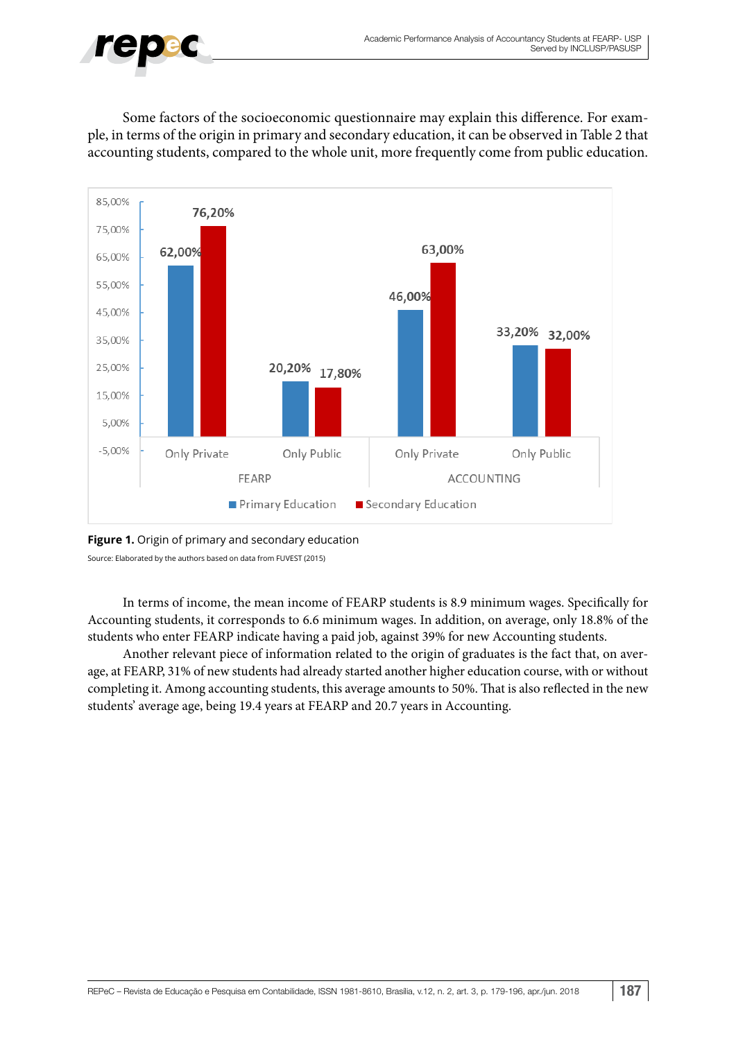Some factors of the socioeconomic questionnaire may explain this difference. For example, in terms of the origin in primary and secondary education, it can be observed in Table 2 that accounting students, compared to the whole unit, more frequently come from public education.

**Figure 1.** Origin of primary and secondary education

Source: Elaborated by the authors based on data from FUVEST (2015)

In terms of income, the mean income of FEARP students is 8.9 minimum wages. Specifically for Accounting students, it corresponds to 6.6 minimum wages. In addition, on average, only 18.8% of the students who enter FEARP indicate having a paid job, against 39% for new Accounting students.

Another relevant piece of information related to the origin of graduates is the fact that, on average, at FEARP, 31% of new students had already started another higher education course, with or without completing it. Among accounting students, this average amounts to 50%. That is also reflected in the new students' average age, being 19.4 years at FEARP and 20.7 years in Accounting.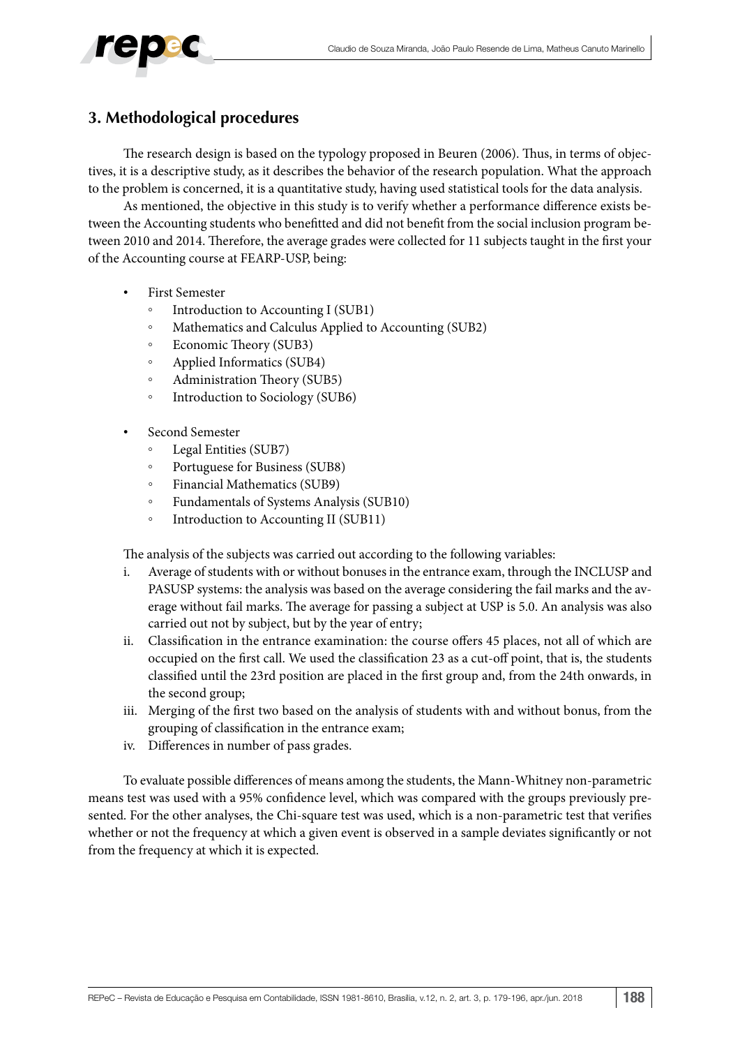## 3. Methodological procedures

The research design is based on the typology proposed in Beuren (2006). Thus, in terms of objectives, it is a descriptive study, as it describes the behavior of the research population. What the approach to the problem is concerned, it is a quantitative study, having used statistical tools for the data analysis.

As mentioned, the objective in this study is to verify whether a performance difference exists between the Accounting students who benefitted and did not benefit from the social inclusion program between 2010 and 2014. Therefore, the average grades were collected for 11 subjects taught in the first your of the Accounting course at FEARP-USP, being:

- First Semester
  - Introduction to Accounting I (SUB1)
  - Mathematics and Calculus Applied to Accounting (SUB2)
  - Economic Theory (SUB3)
  - Applied Informatics (SUB4)
  - Administration Theory (SUB5)
  - Introduction to Sociology (SUB6)

- Second Semester
  - Legal Entities (SUB7)
  - Portuguese for Business (SUB8)
  - Financial Mathematics (SUB9)
  - Fundamentals of Systems Analysis (SUB10)
  - Introduction to Accounting II (SUB11)

The analysis of the subjects was carried out according to the following variables:

i. Average of students with or without bonuses in the entrance exam, through the INCLUSP and PASUSP systems: the analysis was based on the average considering the fail marks and the average without fail marks. The average for passing a subject at USP is 5.0. An analysis was also carried out not by subject, but by the year of entry;
ii. Classification in the entrance examination: the course offers 45 places, not all of which are occupied on the first call. We used the classification 23 as a cut-off point, that is, the students classified until the 23rd position are placed in the first group and, from the 24th onwards, in the second group;
iii. Merging of the first two based on the analysis of students with and without bonus, from the grouping of classification in the entrance exam;
iv. Differences in number of pass grades.

To evaluate possible differences of means among the students, the Mann-Whitney non-parametric means test was used with a 95% confidence level, which was compared with the groups previously presented. For the other analyses, the Chi-square test was used, which is a non-parametric test that verifies whether or not the frequency at which a given event is observed in a sample deviates significantly or not from the frequency at which it is expected.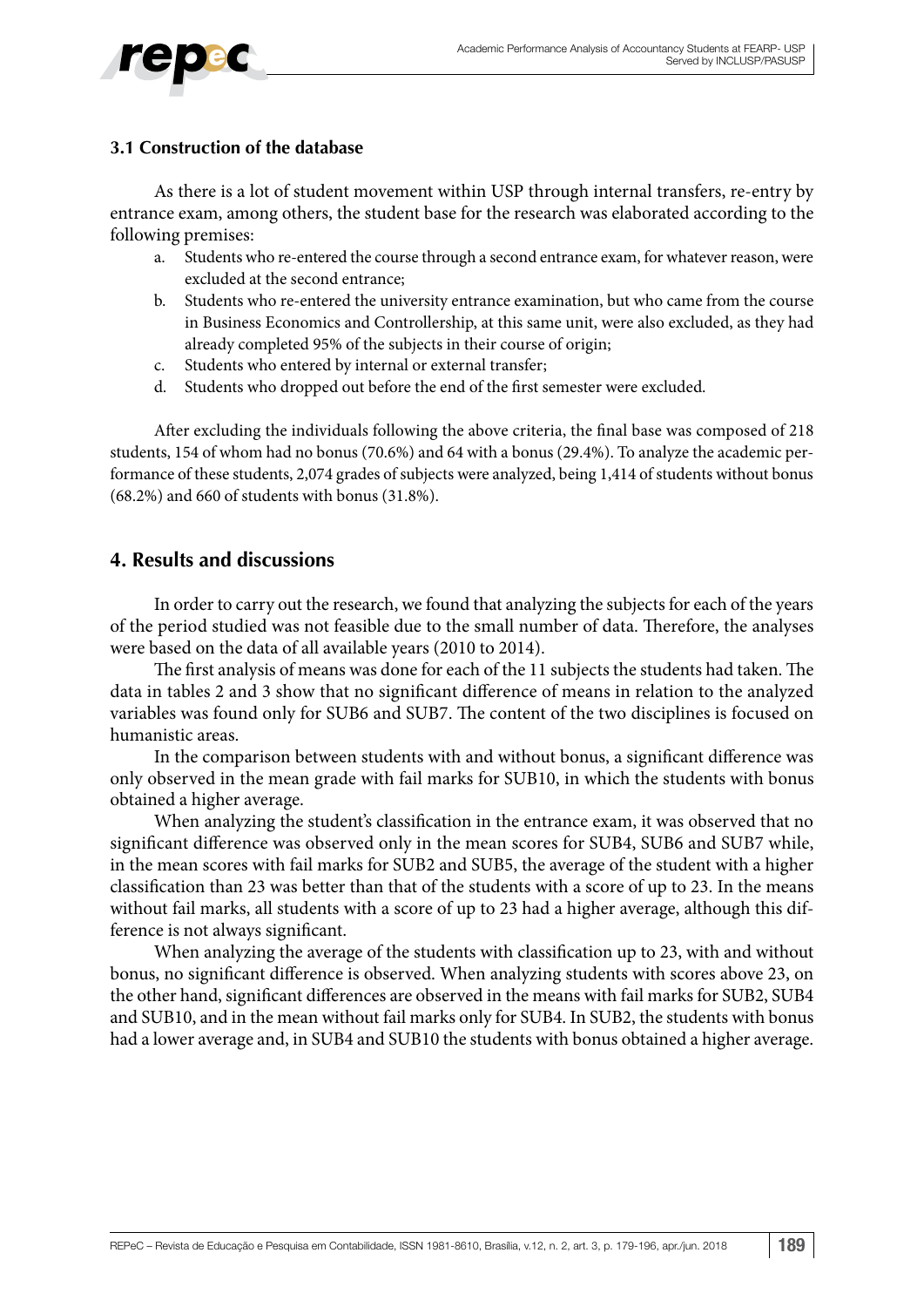### 3.1 Construction of the database

As there is a lot of student movement within USP through internal transfers, re-entry by entrance exam, among others, the student base for the research was elaborated according to the following premises:

a. Students who re-entered the course through a second entrance exam, for whatever reason, were excluded at the second entrance;
b. Students who re-entered the university entrance examination, but who came from the course in Business Economics and Controllership, at this same unit, were also excluded, as they had already completed 95% of the subjects in their course of origin;
c. Students who entered by internal or external transfer;
d. Students who dropped out before the end of the first semester were excluded.

After excluding the individuals following the above criteria, the final base was composed of 218 students, 154 of whom had no bonus (70.6%) and 64 with a bonus (29.4%). To analyze the academic performance of these students, 2,074 grades of subjects were analyzed, being 1,414 of students without bonus (68.2%) and 660 of students with bonus (31.8%).

## 4. Results and discussions

In order to carry out the research, we found that analyzing the subjects for each of the years of the period studied was not feasible due to the small number of data. Therefore, the analyses were based on the data of all available years (2010 to 2014).

The first analysis of means was done for each of the 11 subjects the students had taken. The data in tables 2 and 3 show that no significant difference of means in relation to the analyzed variables was found only for SUB6 and SUB7. The content of the two disciplines is focused on humanistic areas.

In the comparison between students with and without bonus, a significant difference was only observed in the mean grade with fail marks for SUB10, in which the students with bonus obtained a higher average.

When analyzing the student's classification in the entrance exam, it was observed that no significant difference was observed only in the mean scores for SUB4, SUB6 and SUB7 while, in the mean scores with fail marks for SUB2 and SUB5, the average of the student with a higher classification than 23 was better than that of the students with a score of up to 23. In the means without fail marks, all students with a score of up to 23 had a higher average, although this difference is not always significant.

When analyzing the average of the students with classification up to 23, with and without bonus, no significant difference is observed. When analyzing students with scores above 23, on the other hand, significant differences are observed in the means with fail marks for SUB2, SUB4 and SUB10, and in the mean without fail marks only for SUB4. In SUB2, the students with bonus had a lower average and, in SUB4 and SUB10 the students with bonus obtained a higher average.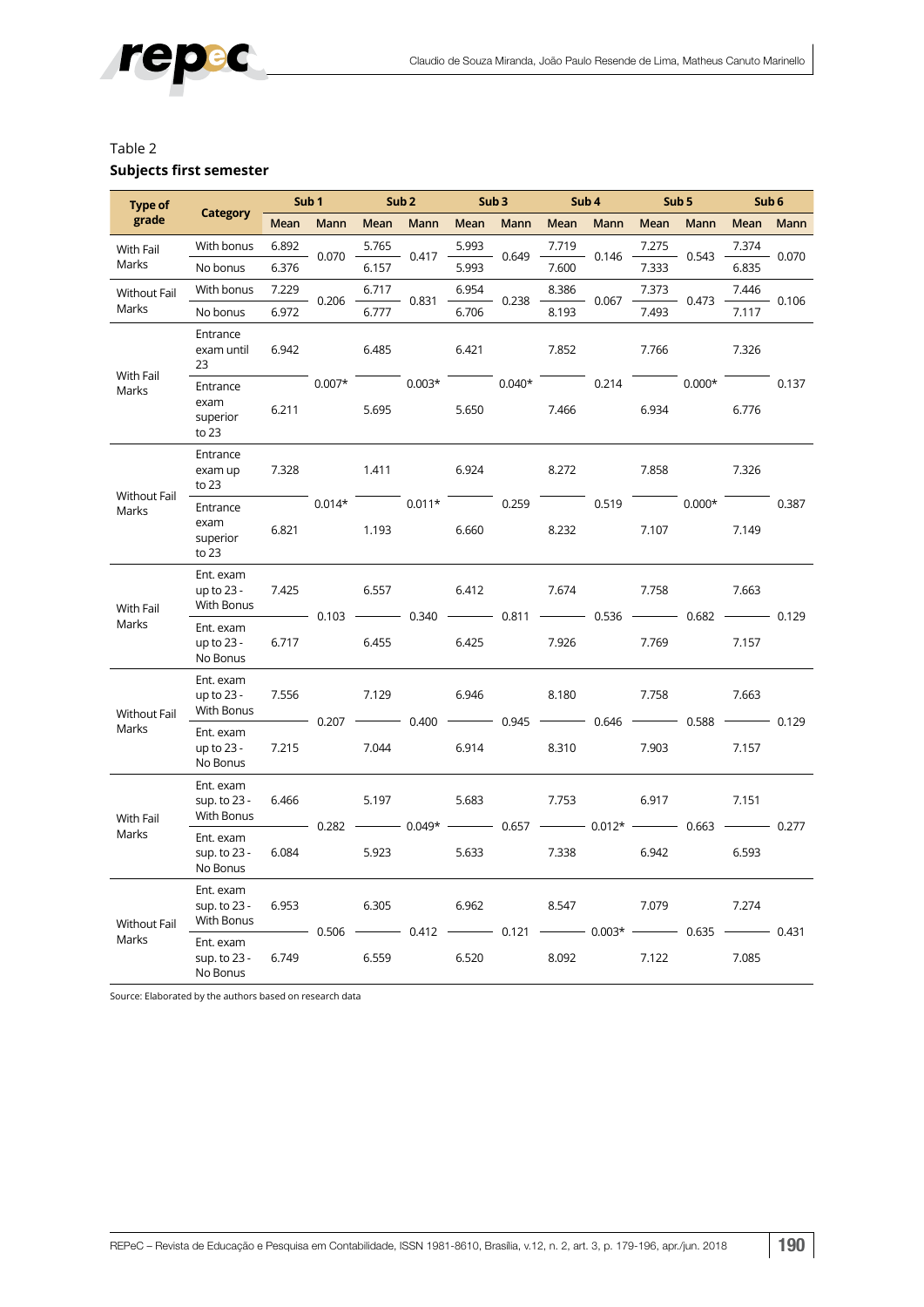Table 2

**Subjects first semester**

| Type of grade | Category | Sub 1 | | Sub 2 | | Sub 3 | | Sub 4 | | Sub 5 | | Sub 6 | |
|---|---|---|---|---|---|---|---|---|---|---|---|---|---|
| | | Mean | Mann | Mean | Mann | Mean | Mann | Mean | Mann | Mean | Mann | Mean | Mann |
| With Fail Marks | With bonus | 6.892 | 0.070 | 5.765 | 0.417 | 5.993 | 0.649 | 7.719 | 0.146 | 7.275 | 0.543 | 7.374 | 0.070 |
| | No bonus | 6.376 | | 6.157 | | 5.993 | | 7.600 | | 7.333 | | 6.835 | |
| Without Fail Marks | With bonus | 7.229 | 0.206 | 6.717 | 0.831 | 6.954 | 0.238 | 8.386 | 0.067 | 7.373 | 0.473 | 7.446 | 0.106 |
| | No bonus | 6.972 | | 6.777 | | 6.706 | | 8.193 | | 7.493 | | 7.117 | |
| With Fail Marks | Entrance exam until 23 | 6.942 | 0.007* | 6.485 | 0.003* | 6.421 | 0.040* | 7.852 | 0.214 | 7.766 | 0.000* | 7.326 | 0.137 |
| | Entrance exam superior to 23 | 6.211 | | 5.695 | | 5.650 | | 7.466 | | 6.934 | | 6.776 | |
| Without Fail Marks | Entrance exam up to 23 | 7.328 | 0.014* | 1.411 | 0.011* | 6.924 | 0.259 | 8.272 | 0.519 | 7.858 | 0.000* | 7.326 | 0.387 |
| | Entrance exam superior to 23 | 6.821 | | 1.193 | | 6.660 | | 8.232 | | 7.107 | | 7.149 | |
| With Fail Marks | Ent. exam up to 23 - With Bonus | 7.425 | 0.103 | 6.557 | 0.340 | 6.412 | 0.811 | 7.674 | 0.536 | 7.758 | 0.682 | 7.663 | 0.129 |
| | Ent. exam up to 23 - No Bonus | 6.717 | | 6.455 | | 6.425 | | 7.926 | | 7.769 | | 7.157 | |
| Without Fail Marks | Ent. exam up to 23 - With Bonus | 7.556 | 0.207 | 7.129 | 0.400 | 6.946 | 0.945 | 8.180 | 0.646 | 7.758 | 0.588 | 7.663 | 0.129 |
| | Ent. exam up to 23 - No Bonus | 7.215 | | 7.044 | | 6.914 | | 8.310 | | 7.903 | | 7.157 | |
| With Fail Marks | Ent. exam sup. to 23 - With Bonus | 6.466 | 0.282 | 5.197 | 0.049* | 5.683 | 0.657 | 7.753 | 0.012* | 6.917 | 0.663 | 7.151 | 0.277 |
| | Ent. exam sup. to 23 - No Bonus | 6.084 | | 5.923 | | 5.633 | | 7.338 | | 6.942 | | 6.593 | |
| Without Fail Marks | Ent. exam sup. to 23 - With Bonus | 6.953 | 0.506 | 6.305 | 0.412 | 6.962 | 0.121 | 8.547 | 0.003* | 7.079 | 0.635 | 7.274 | 0.431 |
| | Ent. exam sup. to 23 - No Bonus | 6.749 | | 6.559 | | 6.520 | | 8.092 | | 7.122 | | 7.085 | |

Source: Elaborated by the authors based on research data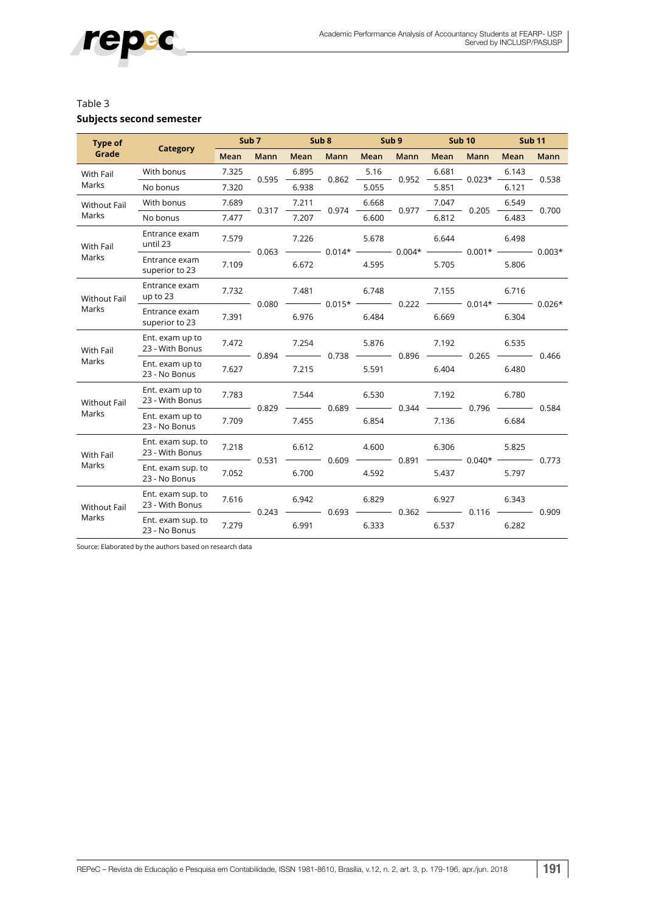Table 3

**Subjects second semester**

| Type of Grade | Category | Sub 7 | | Sub 8 | | Sub 9 | | Sub 10 | | Sub 11 | |
|---|---|---|---|---|---|---|---|---|---|---|---|
| | | Mean | Mann | Mean | Mann | Mean | Mann | Mean | Mann | Mean | Mann |
| With Fail Marks | With bonus | 7.325 | 0.595 | 6.895 | 0.862 | 5.16 | 0.952 | 6.681 | 0.023* | 6.143 | 0.538 |
| | No bonus | 7.320 | | 6.938 | | 5.055 | | 5.851 | | 6.121 | |
| Without Fail Marks | With bonus | 7.689 | 0.317 | 7.211 | 0.974 | 6.668 | 0.977 | 7.047 | 0.205 | 6.549 | 0.700 |
| | No bonus | 7.477 | | 7.207 | | 6.600 | | 6.812 | | 6.483 | |
| With Fail Marks | Entrance exam until 23 | 7.579 | 0.063 | 7.226 | 0.014* | 5.678 | 0.004* | 6.644 | 0.001* | 6.498 | 0.003* |
| | Entrance exam superior to 23 | 7.109 | | 6.672 | | 4.595 | | 5.705 | | 5.806 | |
| Without Fail Marks | Entrance exam up to 23 | 7.732 | 0.080 | 7.481 | 0.015* | 6.748 | 0.222 | 7.155 | 0.014* | 6.716 | 0.026* |
| | Entrance exam superior to 23 | 7.391 | | 6.976 | | 6.484 | | 6.669 | | 6.304 | |
| With Fail Marks | Ent. exam up to 23 - With Bonus | 7.472 | 0.894 | 7.254 | 0.738 | 5.876 | 0.896 | 7.192 | 0.265 | 6.535 | 0.466 |
| | Ent. exam up to 23 - No Bonus | 7.627 | | 7.215 | | 5.591 | | 6.404 | | 6.480 | |
| Without Fail Marks | Ent. exam up to 23 - With Bonus | 7.783 | 0.829 | 7.544 | 0.689 | 6.530 | 0.344 | 7.192 | 0.796 | 6.780 | 0.584 |
| | Ent. exam up to 23 - No Bonus | 7.709 | | 7.455 | | 6.854 | | 7.136 | | 6.684 | |
| With Fail Marks | Ent. exam sup. to 23 - With Bonus | 7.218 | 0.531 | 6.612 | 0.609 | 4.600 | 0.891 | 6.306 | 0.040* | 5.825 | 0.773 |
| | Ent. exam sup. to 23 - No Bonus | 7.052 | | 6.700 | | 4.592 | | 5.437 | | 5.797 | |
| Without Fail Marks | Ent. exam sup. to 23 - With Bonus | 7.616 | 0.243 | 6.942 | 0.693 | 6.829 | 0.362 | 6.927 | 0.116 | 6.343 | 0.909 |
| | Ent. exam sup. to 23 - No Bonus | 7.279 | | 6.991 | | 6.333 | | 6.537 | | 6.282 | |

Source: Elaborated by the authors based on research data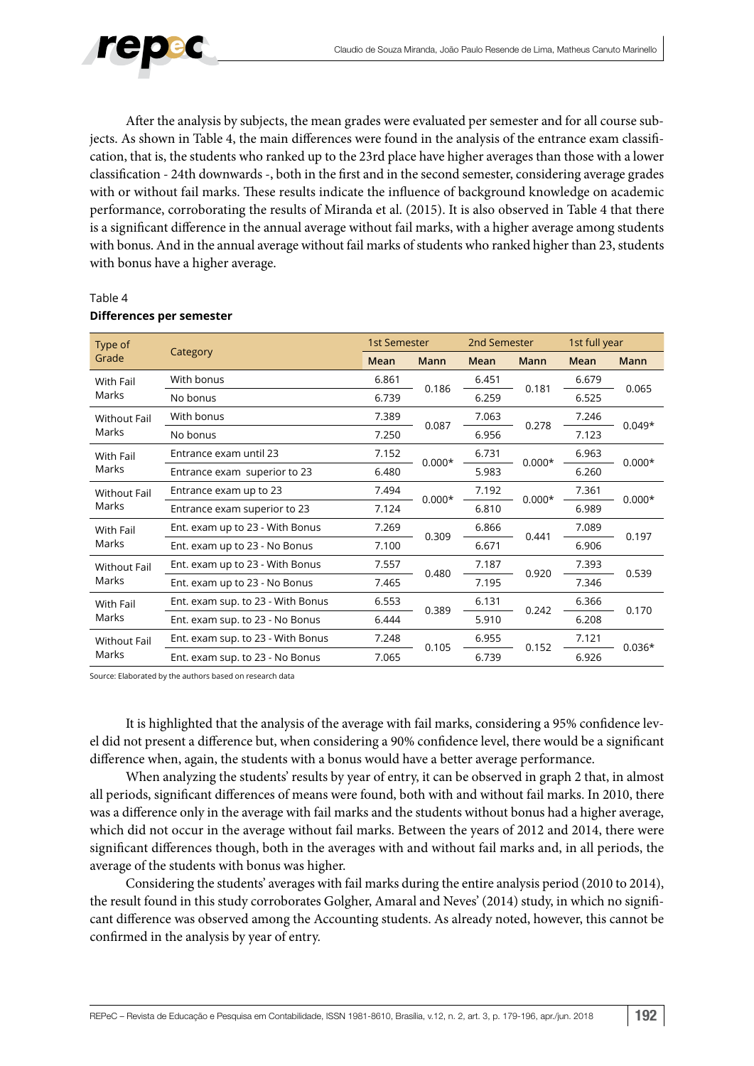After the analysis by subjects, the mean grades were evaluated per semester and for all course subjects. As shown in Table 4, the main differences were found in the analysis of the entrance exam classification, that is, the students who ranked up to the 23rd place have higher averages than those with a lower classification - 24th downwards -, both in the first and in the second semester, considering average grades with or without fail marks. These results indicate the influence of background knowledge on academic performance, corroborating the results of Miranda et al. (2015). It is also observed in Table 4 that there is a significant difference in the annual average without fail marks, with a higher average among students with bonus. And in the annual average without fail marks of students who ranked higher than 23, students with bonus have a higher average.

Table 4

**Differences per semester**

| Type of Grade | Category | 1st Semester | | 2nd Semester | | 1st full year | |
|---|---|---|---|---|---|---|---|
| | | Mean | Mann | Mean | Mann | Mean | Mann |
| With Fail Marks | With bonus | 6.861 | 0.186 | 6.451 | 0.181 | 6.679 | 0.065 |
| | No bonus | 6.739 | | 6.259 | | 6.525 | |
| Without Fail Marks | With bonus | 7.389 | 0.087 | 7.063 | 0.278 | 7.246 | 0.049* |
| | No bonus | 7.250 | | 6.956 | | 7.123 | |
| With Fail Marks | Entrance exam until 23 | 7.152 | 0.000* | 6.731 | 0.000* | 6.963 | 0.000* |
| | Entrance exam superior to 23 | 6.480 | | 5.983 | | 6.260 | |
| Without Fail Marks | Entrance exam up to 23 | 7.494 | 0.000* | 7.192 | 0.000* | 7.361 | 0.000* |
| | Entrance exam superior to 23 | 7.124 | | 6.810 | | 6.989 | |
| With Fail Marks | Ent. exam up to 23 - With Bonus | 7.269 | 0.309 | 6.866 | 0.441 | 7.089 | 0.197 |
| | Ent. exam up to 23 - No Bonus | 7.100 | | 6.671 | | 6.906 | |
| Without Fail Marks | Ent. exam up to 23 - With Bonus | 7.557 | 0.480 | 7.187 | 0.920 | 7.393 | 0.539 |
| | Ent. exam up to 23 - No Bonus | 7.465 | | 7.195 | | 7.346 | |
| With Fail Marks | Ent. exam sup. to 23 - With Bonus | 6.553 | 0.389 | 6.131 | 0.242 | 6.366 | 0.170 |
| | Ent. exam sup. to 23 - No Bonus | 6.444 | | 5.910 | | 6.208 | |
| Without Fail Marks | Ent. exam sup. to 23 - With Bonus | 7.248 | 0.105 | 6.955 | 0.152 | 7.121 | 0.036* |
| | Ent. exam sup. to 23 - No Bonus | 7.065 | | 6.739 | | 6.926 | |

Source: Elaborated by the authors based on research data

It is highlighted that the analysis of the average with fail marks, considering a 95% confidence level did not present a difference but, when considering a 90% confidence level, there would be a significant difference when, again, the students with a bonus would have a better average performance.

When analyzing the students' results by year of entry, it can be observed in graph 2 that, in almost all periods, significant differences of means were found, both with and without fail marks. In 2010, there was a difference only in the average with fail marks and the students without bonus had a higher average, which did not occur in the average without fail marks. Between the years of 2012 and 2014, there were significant differences though, both in the averages with and without fail marks and, in all periods, the average of the students with bonus was higher.

Considering the students' averages with fail marks during the entire analysis period (2010 to 2014), the result found in this study corroborates Golgher, Amaral and Neves' (2014) study, in which no significant difference was observed among the Accounting students. As already noted, however, this cannot be confirmed in the analysis by year of entry.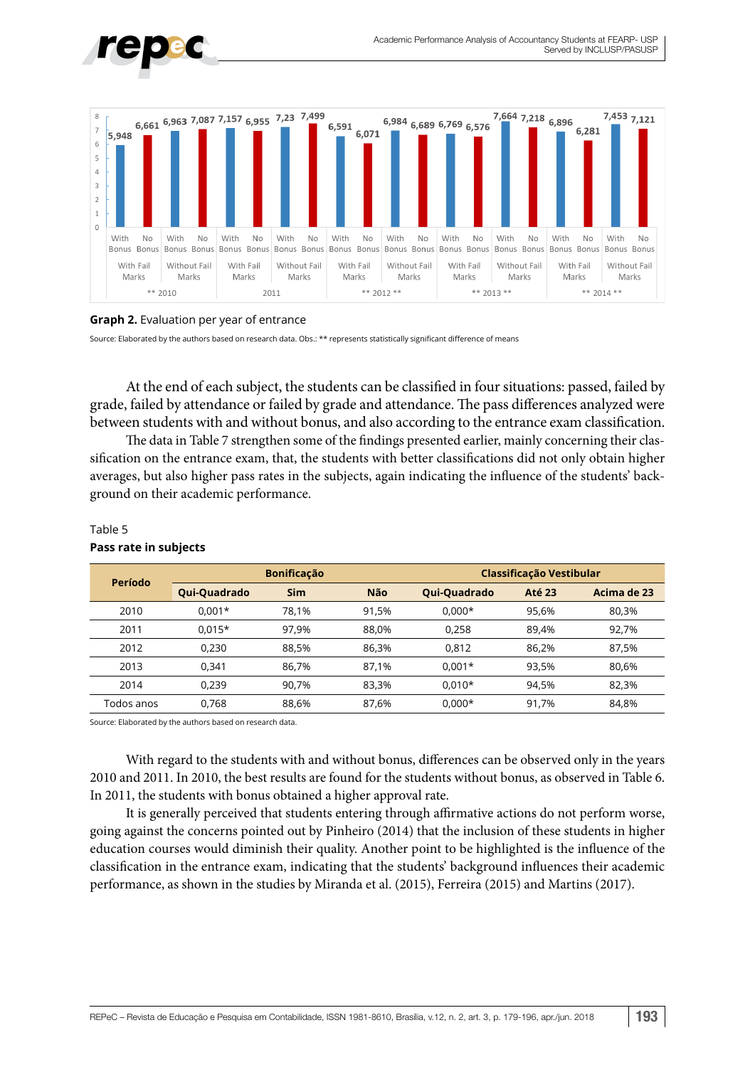Graph 2. Evaluation per year of entrance

Source: Elaborated by the authors based on research data. Obs.: ** represents statistically significant difference of means

At the end of each subject, the students can be classified in four situations: passed, failed by grade, failed by attendance or failed by grade and attendance. The pass differences analyzed were between students with and without bonus, and also according to the entrance exam classification.

The data in Table 7 strengthen some of the findings presented earlier, mainly concerning their classification on the entrance exam, that, the students with better classifications did not only obtain higher averages, but also higher pass rates in the subjects, again indicating the influence of the students' background on their academic performance.

Table 5

**Pass rate in subjects**

| Período | Bonificação | | | Classificação Vestibular | | |
|---|---|---|---|---|---|---|
| | Qui-Quadrado | Sim | Não | Qui-Quadrado | Até 23 | Acima de 23 |
| 2010 | 0,001* | 78,1% | 91,5% | 0,000* | 95,6% | 80,3% |
| 2011 | 0,015* | 97,9% | 88,0% | 0,258 | 89,4% | 92,7% |
| 2012 | 0,230 | 88,5% | 86,3% | 0,812 | 86,2% | 87,5% |
| 2013 | 0,341 | 86,7% | 87,1% | 0,001* | 93,5% | 80,6% |
| 2014 | 0,239 | 90,7% | 83,3% | 0,010* | 94,5% | 82,3% |
| Todos anos | 0,768 | 88,6% | 87,6% | 0,000* | 91,7% | 84,8% |

Source: Elaborated by the authors based on research data.

With regard to the students with and without bonus, differences can be observed only in the years 2010 and 2011. In 2010, the best results are found for the students without bonus, as observed in Table 6. In 2011, the students with bonus obtained a higher approval rate.

It is generally perceived that students entering through affirmative actions do not perform worse, going against the concerns pointed out by Pinheiro (2014) that the inclusion of these students in higher education courses would diminish their quality. Another point to be highlighted is the influence of the classification in the entrance exam, indicating that the students' background influences their academic performance, as shown in the studies by Miranda et al. (2015), Ferreira (2015) and Martins (2017).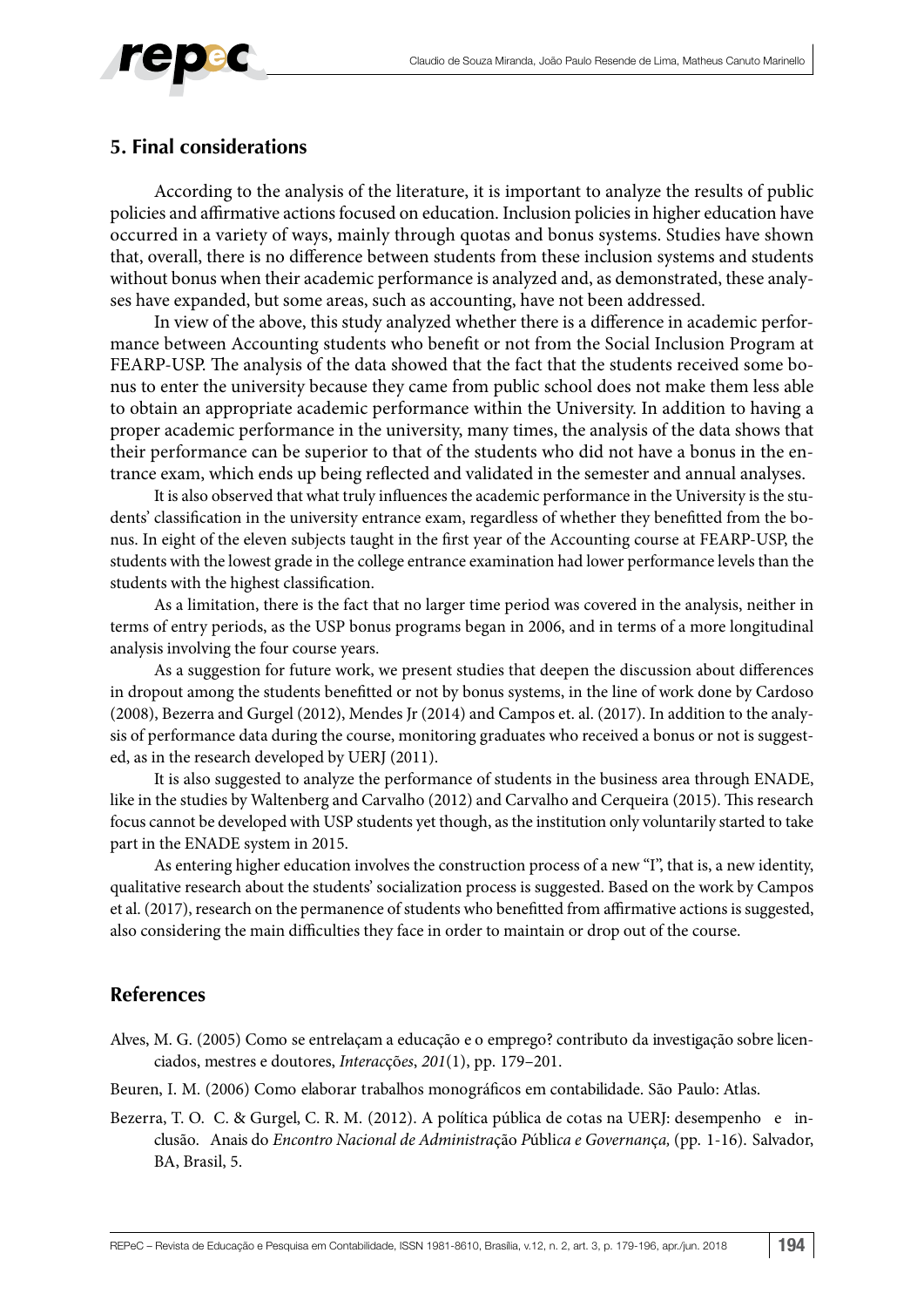## 5. Final considerations

According to the analysis of the literature, it is important to analyze the results of public policies and affirmative actions focused on education. Inclusion policies in higher education have occurred in a variety of ways, mainly through quotas and bonus systems. Studies have shown that, overall, there is no difference between students from these inclusion systems and students without bonus when their academic performance is analyzed and, as demonstrated, these analyses have expanded, but some areas, such as accounting, have not been addressed.

In view of the above, this study analyzed whether there is a difference in academic performance between Accounting students who benefit or not from the Social Inclusion Program at FEARP-USP. The analysis of the data showed that the fact that the students received some bonus to enter the university because they came from public school does not make them less able to obtain an appropriate academic performance within the University. In addition to having a proper academic performance in the university, many times, the analysis of the data shows that their performance can be superior to that of the students who did not have a bonus in the entrance exam, which ends up being reflected and validated in the semester and annual analyses.

It is also observed that what truly influences the academic performance in the University is the students' classification in the university entrance exam, regardless of whether they benefitted from the bonus. In eight of the eleven subjects taught in the first year of the Accounting course at FEARP-USP, the students with the lowest grade in the college entrance examination had lower performance levels than the students with the highest classification.

As a limitation, there is the fact that no larger time period was covered in the analysis, neither in terms of entry periods, as the USP bonus programs began in 2006, and in terms of a more longitudinal analysis involving the four course years.

As a suggestion for future work, we present studies that deepen the discussion about differences in dropout among the students benefitted or not by bonus systems, in the line of work done by Cardoso (2008), Bezerra and Gurgel (2012), Mendes Jr (2014) and Campos et. al. (2017). In addition to the analysis of performance data during the course, monitoring graduates who received a bonus or not is suggested, as in the research developed by UERJ (2011).

It is also suggested to analyze the performance of students in the business area through ENADE, like in the studies by Waltenberg and Carvalho (2012) and Carvalho and Cerqueira (2015). This research focus cannot be developed with USP students yet though, as the institution only voluntarily started to take part in the ENADE system in 2015.

As entering higher education involves the construction process of a new "I", that is, a new identity, qualitative research about the students' socialization process is suggested. Based on the work by Campos et al. (2017), research on the permanence of students who benefitted from affirmative actions is suggested, also considering the main difficulties they face in order to maintain or drop out of the course.

## References

Alves, M. G. (2005) Como se entrelaçam a educação e o emprego? contributo da investigação sobre licenciados, mestres e doutores, *Interacções*, *201*(1), pp. 179–201.

Beuren, I. M. (2006) Como elaborar trabalhos monográficos em contabilidade. São Paulo: Atlas.

Bezerra, T. O. C. & Gurgel, C. R. M. (2012). A política pública de cotas na UERJ: desempenho e inclusão. Anais do *Encontro Nacional de Administração Pública e Governança,* (pp. 1-16). Salvador, BA, Brasil, 5.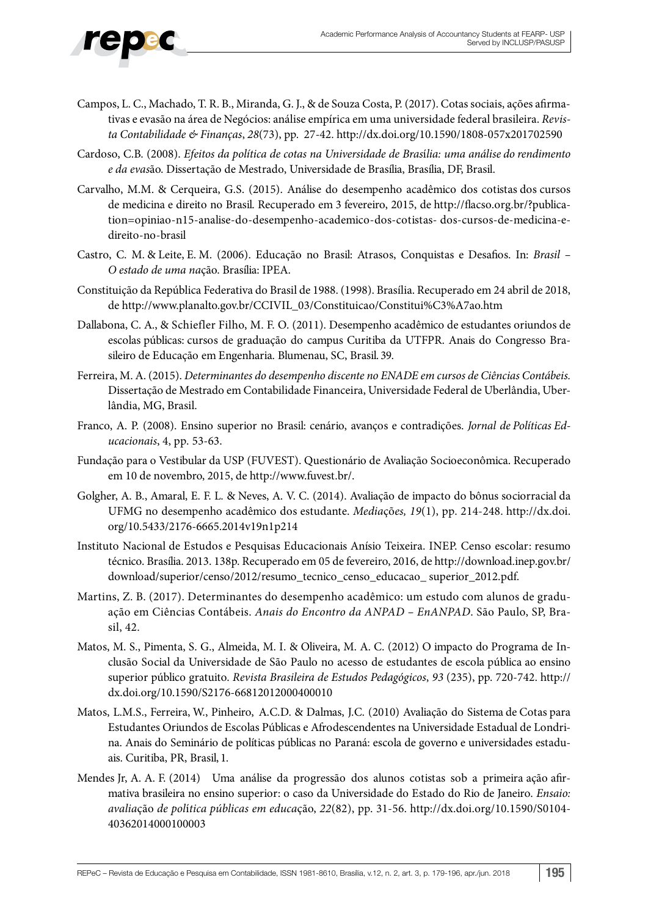Campos, L. C., Machado, T. R. B., Miranda, G. J., & de Souza Costa, P. (2017). Cotas sociais, ações afirmativas e evasão na área de Negócios: análise empírica em uma universidade federal brasileira. *Revista Contabilidade & Finanças*, *28*(73), pp. 27-42. http://dx.doi.org/10.1590/1808-057x201702590

Cardoso, C.B. (2008). *Efeitos da política de cotas na Universidade de Brasília: uma análise do rendimento e da evas*ão. Dissertação de Mestrado, Universidade de Brasília, Brasília, DF, Brasil.

Carvalho, M.M. & Cerqueira, G.S. (2015). Análise do desempenho acadêmico dos cotistas dos cursos de medicina e direito no Brasil. Recuperado em 3 fevereiro, 2015, de http://flacso.org.br/?publication=opiniao-n15-analise-do-desempenho-academico-dos-cotistas- dos-cursos-de-medicina-e-direito-no-brasil

Castro, C. M. & Leite, E. M. (2006). Educação no Brasil: Atrasos, Conquistas e Desafios. In: *Brasil – O estado de uma na*ção. Brasília: IPEA.

Constituição da República Federativa do Brasil de 1988. (1998). Brasília. Recuperado em 24 abril de 2018, de http://www.planalto.gov.br/CCIVIL_03/Constituicao/Constitui%C3%A7ao.htm

Dallabona, C. A., & Schiefler Filho, M. F. O. (2011). Desempenho acadêmico de estudantes oriundos de escolas públicas: cursos de graduação do campus Curitiba da UTFPR. Anais do Congresso Brasileiro de Educação em Engenharia. Blumenau, SC, Brasil. 39.

Ferreira, M. A. (2015). *Determinantes do desempenho discente no ENADE em cursos de Ciências Contábeis.* Dissertação de Mestrado em Contabilidade Financeira, Universidade Federal de Uberlândia, Uberlândia, MG, Brasil.

Franco, A. P. (2008). Ensino superior no Brasil: cenário, avanços e contradições. *Jornal de Políticas Educacionais*, 4, pp. 53-63.

Fundação para o Vestibular da USP (FUVEST). Questionário de Avaliação Socioeconômica. Recuperado em 10 de novembro, 2015, de http://www.fuvest.br/.

Golgher, A. B., Amaral, E. F. L. & Neves, A. V. C. (2014). Avaliação de impacto do bônus sociorracial da UFMG no desempenho acadêmico dos estudante. *Mediações, 19*(1), pp. 214-248. http://dx.doi.org/10.5433/2176-6665.2014v19n1p214

Instituto Nacional de Estudos e Pesquisas Educacionais Anísio Teixeira. INEP. Censo escolar: resumo técnico. Brasília. 2013. 138p. Recuperado em 05 de fevereiro, 2016, de http://download.inep.gov.br/download/superior/censo/2012/resumo_tecnico_censo_educacao_ superior_2012.pdf.

Martins, Z. B. (2017). Determinantes do desempenho acadêmico: um estudo com alunos de graduação em Ciências Contábeis. *Anais do Encontro da ANPAD – EnANPAD*. São Paulo, SP, Brasil, 42.

Matos, M. S., Pimenta, S. G., Almeida, M. I. & Oliveira, M. A. C. (2012) O impacto do Programa de Inclusão Social da Universidade de São Paulo no acesso de estudantes de escola pública ao ensino superior público gratuito. *Revista Brasileira de Estudos Pedagógicos*, *93* (235), pp. 720-742. http://dx.doi.org/10.1590/S2176-66812012000400010

Matos, L.M.S., Ferreira, W., Pinheiro, A.C.D. & Dalmas, J.C. (2010) Avaliação do Sistema de Cotas para Estudantes Oriundos de Escolas Públicas e Afrodescendentes na Universidade Estadual de Londrina. Anais do Seminário de políticas públicas no Paraná: escola de governo e universidades estaduais. Curitiba, PR, Brasil, 1.

Mendes Jr, A. A. F. (2014) Uma análise da progressão dos alunos cotistas sob a primeira ação afirmativa brasileira no ensino superior: o caso da Universidade do Estado do Rio de Janeiro. *Ensaio: avaliação de política públicas em educação*, *22*(82), pp. 31-56. http://dx.doi.org/10.1590/S0104-40362014000100003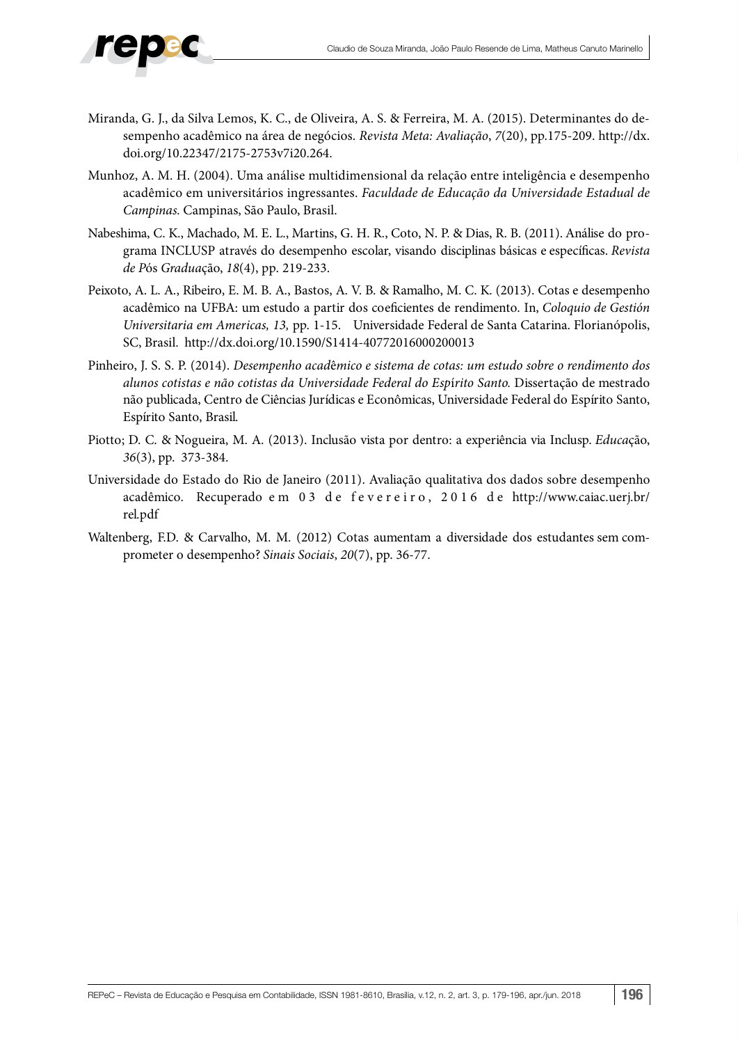Miranda, G. J., da Silva Lemos, K. C., de Oliveira, A. S. & Ferreira, M. A. (2015). Determinantes do desempenho acadêmico na área de negócios. *Revista Meta: Avaliação*, *7*(20), pp.175-209. http://dx.doi.org/10.22347/2175-2753v7i20.264.

Munhoz, A. M. H. (2004). Uma análise multidimensional da relação entre inteligência e desempenho acadêmico em universitários ingressantes. *Faculdade de Educação da Universidade Estadual de Campinas*. Campinas, São Paulo, Brasil.

Nabeshima, C. K., Machado, M. E. L., Martins, G. H. R., Coto, N. P. & Dias, R. B. (2011). Análise do programa INCLUSP através do desempenho escolar, visando disciplinas básicas e específicas. *Revista de Pós Graduação*, *18*(4), pp. 219-233.

Peixoto, A. L. A., Ribeiro, E. M. B. A., Bastos, A. V. B. & Ramalho, M. C. K. (2013). Cotas e desempenho acadêmico na UFBA: um estudo a partir dos coeficientes de rendimento. In, *Coloquio de Gestión Universitaria em Americas, 13,* pp. 1-15. Universidade Federal de Santa Catarina. Florianópolis, SC, Brasil. http://dx.doi.org/10.1590/S1414-40772016000200013

Pinheiro, J. S. S. P. (2014). *Desempenho acadêmico e sistema de cotas: um estudo sobre o rendimento dos alunos cotistas e não cotistas da Universidade Federal do Espírito Santo.* Dissertação de mestrado não publicada, Centro de Ciências Jurídicas e Econômicas, Universidade Federal do Espírito Santo, Espírito Santo, Brasil.

Piotto; D. C. & Nogueira, M. A. (2013). Inclusão vista por dentro: a experiência via Inclusp. *Educação*, *36*(3), pp. 373-384.

Universidade do Estado do Rio de Janeiro (2011). Avaliação qualitativa dos dados sobre desempenho acadêmico. Recuperado em 03 de fevereiro, 2016 de http://www.caiac.uerj.br/rel.pdf

Waltenberg, F.D. & Carvalho, M. M. (2012) Cotas aumentam a diversidade dos estudantes sem comprometer o desempenho? *Sinais Sociais*, *20*(7), pp. 36-77.